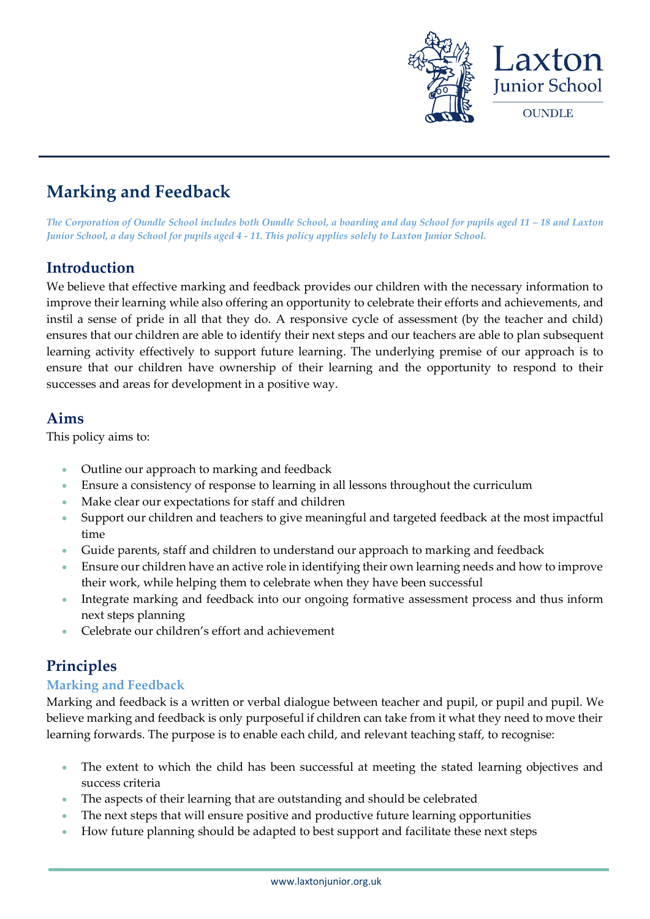# Marking and Feedback

*The Corporation of Oundle School includes both Oundle School, a boarding and day School for pupils aged 11 – 18 and Laxton Junior School, a day School for pupils aged 4 - 11. This policy applies solely to Laxton Junior School.*

## Introduction

We believe that effective marking and feedback provides our children with the necessary information to improve their learning while also offering an opportunity to celebrate their efforts and achievements, and instil a sense of pride in all that they do. A responsive cycle of assessment (by the teacher and child) ensures that our children are able to identify their next steps and our teachers are able to plan subsequent learning activity effectively to support future learning. The underlying premise of our approach is to ensure that our children have ownership of their learning and the opportunity to respond to their successes and areas for development in a positive way.

## Aims

This policy aims to:

- Outline our approach to marking and feedback
- Ensure a consistency of response to learning in all lessons throughout the curriculum
- Make clear our expectations for staff and children
- Support our children and teachers to give meaningful and targeted feedback at the most impactful time
- Guide parents, staff and children to understand our approach to marking and feedback
- Ensure our children have an active role in identifying their own learning needs and how to improve their work, while helping them to celebrate when they have been successful
- Integrate marking and feedback into our ongoing formative assessment process and thus inform next steps planning
- Celebrate our children's effort and achievement

## Principles

### Marking and Feedback

Marking and feedback is a written or verbal dialogue between teacher and pupil, or pupil and pupil. We believe marking and feedback is only purposeful if children can take from it what they need to move their learning forwards. The purpose is to enable each child, and relevant teaching staff, to recognise:

- The extent to which the child has been successful at meeting the stated learning objectives and success criteria
- The aspects of their learning that are outstanding and should be celebrated
- The next steps that will ensure positive and productive future learning opportunities
- How future planning should be adapted to best support and facilitate these next steps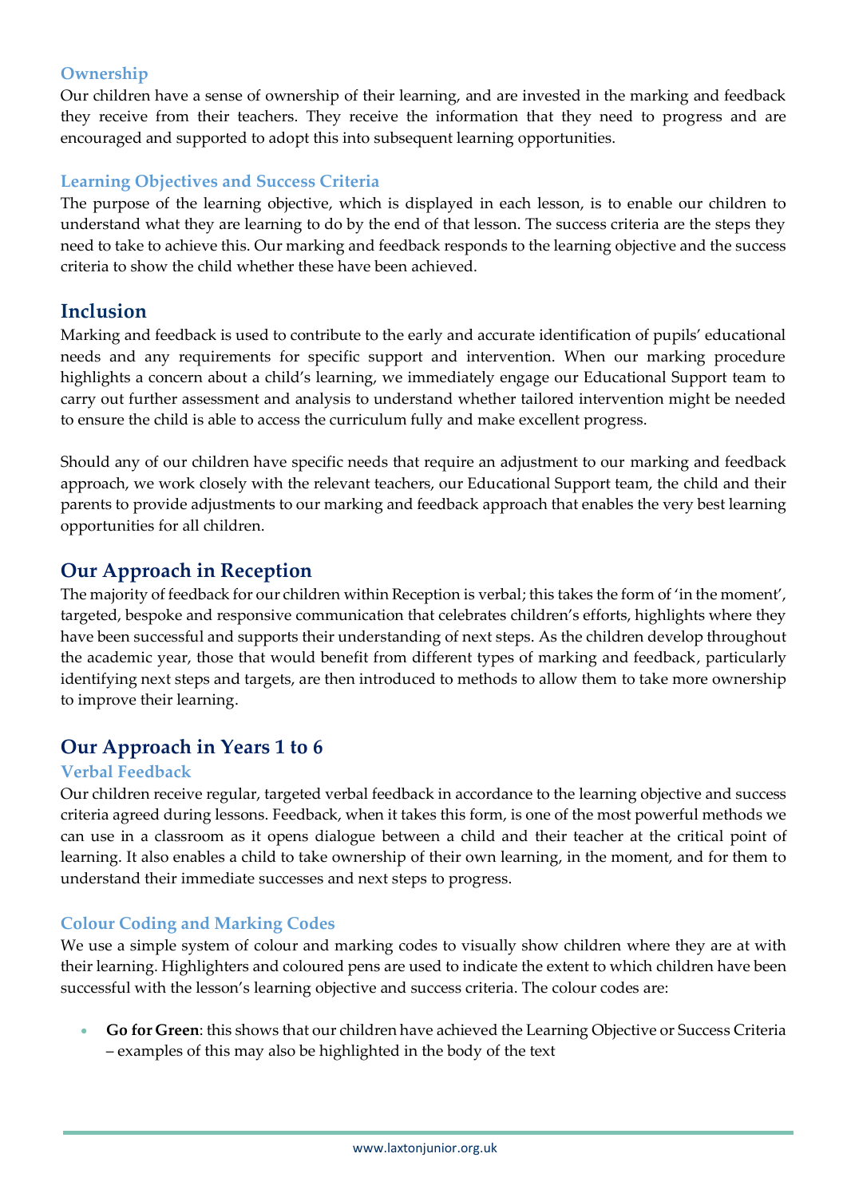### Ownership

Our children have a sense of ownership of their learning, and are invested in the marking and feedback they receive from their teachers. They receive the information that they need to progress and are encouraged and supported to adopt this into subsequent learning opportunities.

### Learning Objectives and Success Criteria

The purpose of the learning objective, which is displayed in each lesson, is to enable our children to understand what they are learning to do by the end of that lesson. The success criteria are the steps they need to take to achieve this. Our marking and feedback responds to the learning objective and the success criteria to show the child whether these have been achieved.

## Inclusion

Marking and feedback is used to contribute to the early and accurate identification of pupils' educational needs and any requirements for specific support and intervention. When our marking procedure highlights a concern about a child's learning, we immediately engage our Educational Support team to carry out further assessment and analysis to understand whether tailored intervention might be needed to ensure the child is able to access the curriculum fully and make excellent progress.

Should any of our children have specific needs that require an adjustment to our marking and feedback approach, we work closely with the relevant teachers, our Educational Support team, the child and their parents to provide adjustments to our marking and feedback approach that enables the very best learning opportunities for all children.

## Our Approach in Reception

The majority of feedback for our children within Reception is verbal; this takes the form of 'in the moment', targeted, bespoke and responsive communication that celebrates children's efforts, highlights where they have been successful and supports their understanding of next steps. As the children develop throughout the academic year, those that would benefit from different types of marking and feedback, particularly identifying next steps and targets, are then introduced to methods to allow them to take more ownership to improve their learning.

## Our Approach in Years 1 to 6

### Verbal Feedback

Our children receive regular, targeted verbal feedback in accordance to the learning objective and success criteria agreed during lessons. Feedback, when it takes this form, is one of the most powerful methods we can use in a classroom as it opens dialogue between a child and their teacher at the critical point of learning. It also enables a child to take ownership of their own learning, in the moment, and for them to understand their immediate successes and next steps to progress.

### Colour Coding and Marking Codes

We use a simple system of colour and marking codes to visually show children where they are at with their learning. Highlighters and coloured pens are used to indicate the extent to which children have been successful with the lesson's learning objective and success criteria. The colour codes are:

- **Go for Green**: this shows that our children have achieved the Learning Objective or Success Criteria – examples of this may also be highlighted in the body of the text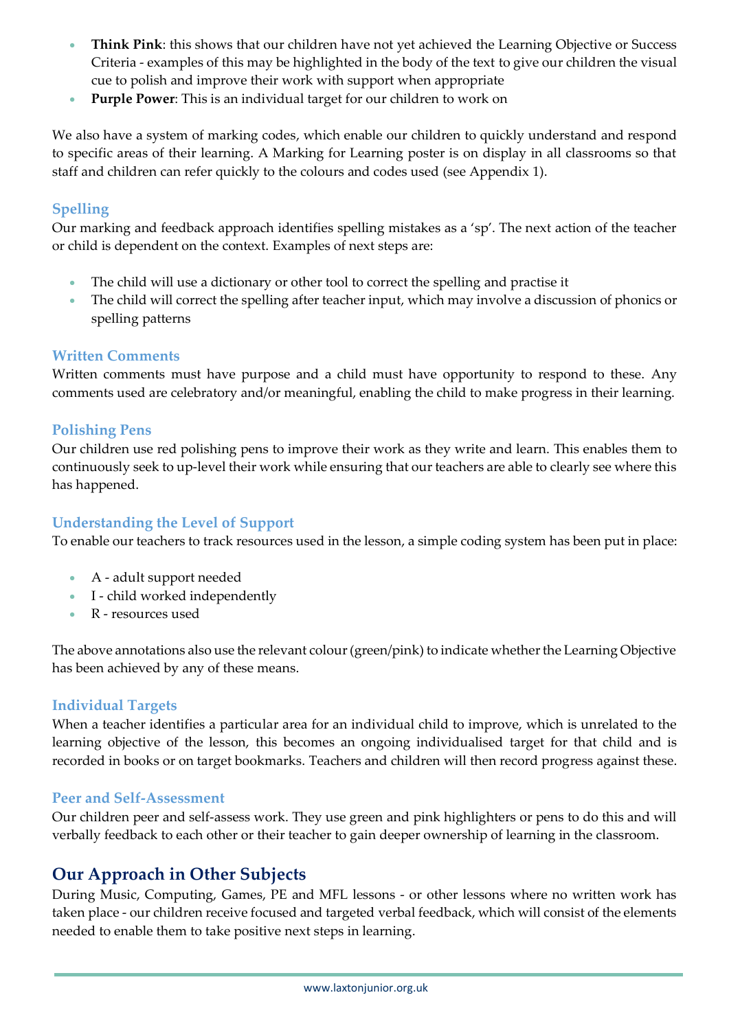- **Think Pink**: this shows that our children have not yet achieved the Learning Objective or Success Criteria - examples of this may be highlighted in the body of the text to give our children the visual cue to polish and improve their work with support when appropriate
- **Purple Power**: This is an individual target for our children to work on

We also have a system of marking codes, which enable our children to quickly understand and respond to specific areas of their learning. A Marking for Learning poster is on display in all classrooms so that staff and children can refer quickly to the colours and codes used (see Appendix 1).

### Spelling

Our marking and feedback approach identifies spelling mistakes as a 'sp'. The next action of the teacher or child is dependent on the context. Examples of next steps are:

- The child will use a dictionary or other tool to correct the spelling and practise it
- The child will correct the spelling after teacher input, which may involve a discussion of phonics or spelling patterns

### Written Comments

Written comments must have purpose and a child must have opportunity to respond to these. Any comments used are celebratory and/or meaningful, enabling the child to make progress in their learning.

### Polishing Pens

Our children use red polishing pens to improve their work as they write and learn. This enables them to continuously seek to up-level their work while ensuring that our teachers are able to clearly see where this has happened.

### Understanding the Level of Support

To enable our teachers to track resources used in the lesson, a simple coding system has been put in place:

- A - adult support needed
- I - child worked independently
- R - resources used

The above annotations also use the relevant colour (green/pink) to indicate whether the Learning Objective has been achieved by any of these means.

### Individual Targets

When a teacher identifies a particular area for an individual child to improve, which is unrelated to the learning objective of the lesson, this becomes an ongoing individualised target for that child and is recorded in books or on target bookmarks. Teachers and children will then record progress against these.

### Peer and Self-Assessment

Our children peer and self-assess work. They use green and pink highlighters or pens to do this and will verbally feedback to each other or their teacher to gain deeper ownership of learning in the classroom.

## Our Approach in Other Subjects

During Music, Computing, Games, PE and MFL lessons - or other lessons where no written work has taken place - our children receive focused and targeted verbal feedback, which will consist of the elements needed to enable them to take positive next steps in learning.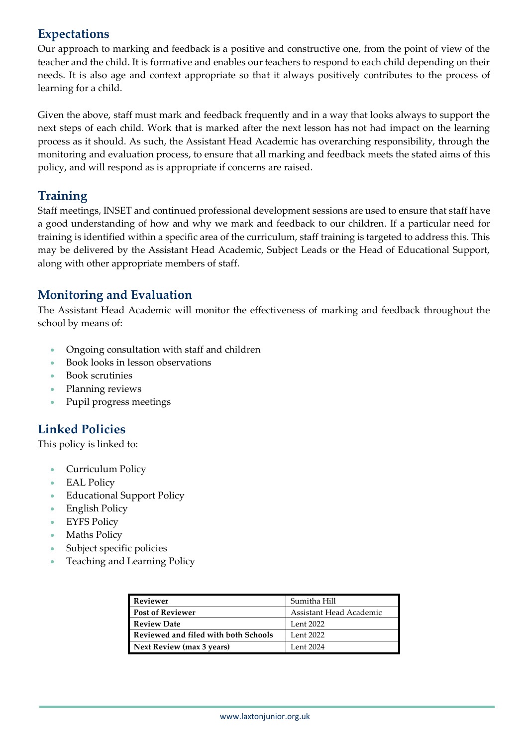## Expectations

Our approach to marking and feedback is a positive and constructive one, from the point of view of the teacher and the child. It is formative and enables our teachers to respond to each child depending on their needs. It is also age and context appropriate so that it always positively contributes to the process of learning for a child.

Given the above, staff must mark and feedback frequently and in a way that looks always to support the next steps of each child. Work that is marked after the next lesson has not had impact on the learning process as it should. As such, the Assistant Head Academic has overarching responsibility, through the monitoring and evaluation process, to ensure that all marking and feedback meets the stated aims of this policy, and will respond as is appropriate if concerns are raised.

## Training

Staff meetings, INSET and continued professional development sessions are used to ensure that staff have a good understanding of how and why we mark and feedback to our children. If a particular need for training is identified within a specific area of the curriculum, staff training is targeted to address this. This may be delivered by the Assistant Head Academic, Subject Leads or the Head of Educational Support, along with other appropriate members of staff.

## Monitoring and Evaluation

The Assistant Head Academic will monitor the effectiveness of marking and feedback throughout the school by means of:

- Ongoing consultation with staff and children
- Book looks in lesson observations
- Book scrutinies
- Planning reviews
- Pupil progress meetings

## Linked Policies

This policy is linked to:

- Curriculum Policy
- EAL Policy
- Educational Support Policy
- English Policy
- EYFS Policy
- Maths Policy
- Subject specific policies
- Teaching and Learning Policy

| | |
|---|---|
| **Reviewer** | Sumitha Hill |
| **Post of Reviewer** | Assistant Head Academic |
| **Review Date** | Lent 2022 |
| **Reviewed and filed with both Schools** | Lent 2022 |
| **Next Review (max 3 years)** | Lent 2024 |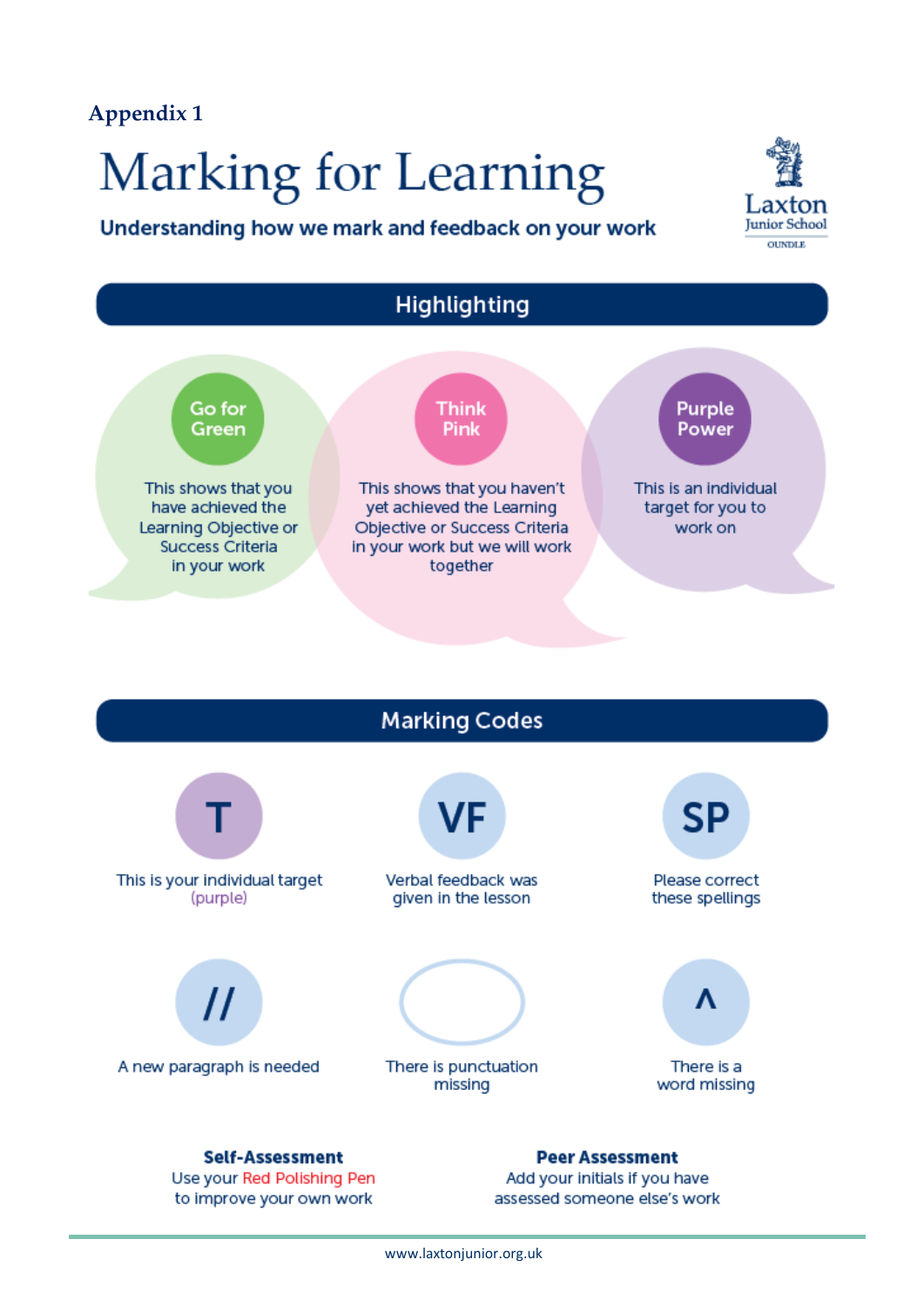**Appendix 1**

# Marking for Learning

**Understanding how we mark and feedback on your work**

Laxton Junior School OUNDLE

## Highlighting

**Go for Green**

This shows that you have achieved the Learning Objective or Success Criteria in your work

**Think Pink**

This shows that you haven't yet achieved the Learning Objective or Success Criteria in your work but we will work together

**Purple Power**

This is an individual target for you to work on

## Marking Codes

**T**

This is your individual target (purple)

**VF**

Verbal feedback was given in the lesson

**SP**

Please correct these spellings

**//**

A new paragraph is needed

**(circle)**

There is punctuation missing

**^**

There is a word missing

**Self-Assessment**

Use your Red Polishing Pen to improve your own work

**Peer Assessment**

Add your initials if you have assessed someone else's work

www.laxtonjunior.org.uk